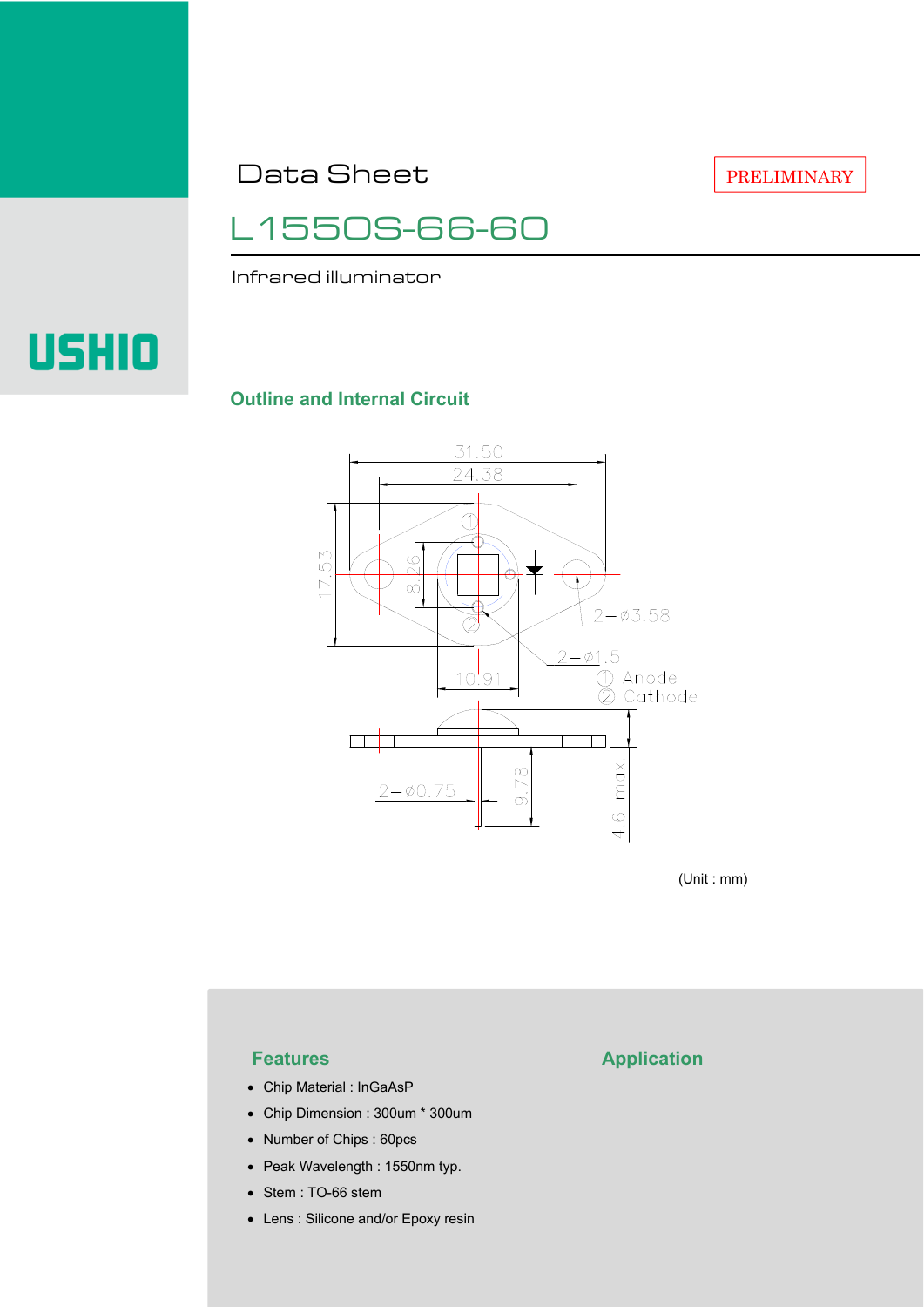Data Sheet

PRELIMINARY

# L1550S-66-60

Infrared illuminator

USHIO

## Outline and Internal Circuit

31.50
24.38
17.53
8.26
10.91
2−ø3.58
2−ø1.5
① Anode
② Cathode
2−ø0.75
9.78
4.6 max.

(Unit : mm)

## Features

- Chip Material : InGaAsP
- Chip Dimension : 300um * 300um
- Number of Chips : 60pcs
- Peak Wavelength : 1550nm typ.
- Stem : TO-66 stem
- Lens : Silicone and/or Epoxy resin

## Application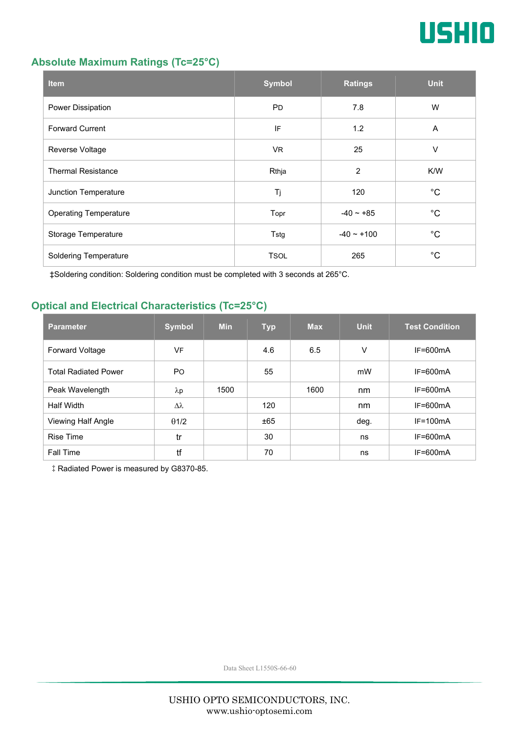## Absolute Maximum Ratings (Tc=25°C)

| Item | Symbol | Ratings | Unit |
|---|---|---|---|
| Power Dissipation | PD | 7.8 | W |
| Forward Current | IF | 1.2 | A |
| Reverse Voltage | VR | 25 | V |
| Thermal Resistance | Rthja | 2 | K/W |
| Junction Temperature | Tj | 120 | °C |
| Operating Temperature | Topr | -40 ~ +85 | °C |
| Storage Temperature | Tstg | -40 ~ +100 | °C |
| Soldering Temperature | TSOL | 265 | °C |

‡Soldering condition: Soldering condition must be completed with 3 seconds at 265°C.

## Optical and Electrical Characteristics (Tc=25°C)

| Parameter | Symbol | Min | Typ | Max | Unit | Test Condition |
|---|---|---|---|---|---|---|
| Forward Voltage | VF | | 4.6 | 6.5 | V | IF=600mA |
| Total Radiated Power | PO | | 55 | | mW | IF=600mA |
| Peak Wavelength | $\lambda p$ | 1500 | | 1600 | nm | IF=600mA |
| Half Width | $\Delta\lambda$ | | 120 | | nm | IF=600mA |
| Viewing Half Angle | $\theta 1/2$ | | ±65 | | deg. | IF=100mA |
| Rise Time | tr | | 30 | | ns | IF=600mA |
| Fall Time | tf | | 70 | | ns | IF=600mA |

‡ Radiated Power is measured by G8370-85.

Data Sheet L1550S-66-60

USHIO OPTO SEMICONDUCTORS, INC.
www.ushio-optosemi.com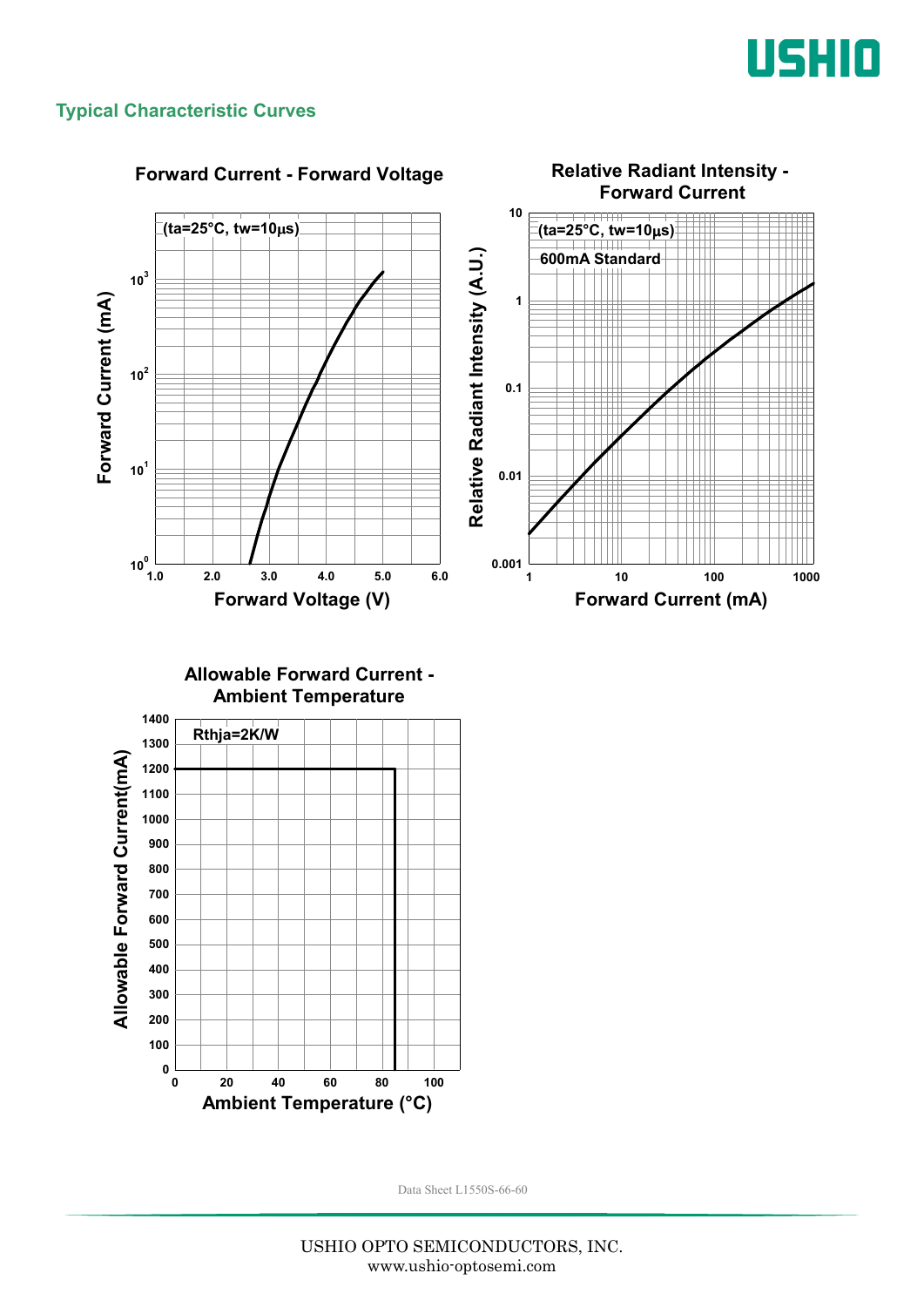## Typical Characteristic Curves

**Forward Current - Forward Voltage**

(ta=25°C, tw=10μs)

Forward Current (mA): $10^0$, $10^1$, $10^2$, $10^3$

Forward Voltage (V): 1.0, 2.0, 3.0, 4.0, 5.0, 6.0

**Relative Radiant Intensity - Forward Current**

(ta=25°C, tw=10μs)

600mA Standard

Relative Radiant Intensity (A.U.): 0.001, 0.01, 0.1, 1, 10

Forward Current (mA): 1, 10, 100, 1000

**Allowable Forward Current - Ambient Temperature**

Rthja=2K/W

Allowable Forward Current(mA): 0, 100, 200, 300, 400, 500, 600, 700, 800, 900, 1000, 1100, 1200, 1300, 1400

Ambient Temperature (°C): 0, 20, 40, 60, 80, 100

Data Sheet L1550S-66-60

USHIO OPTO SEMICONDUCTORS, INC.
www.ushio-optosemi.com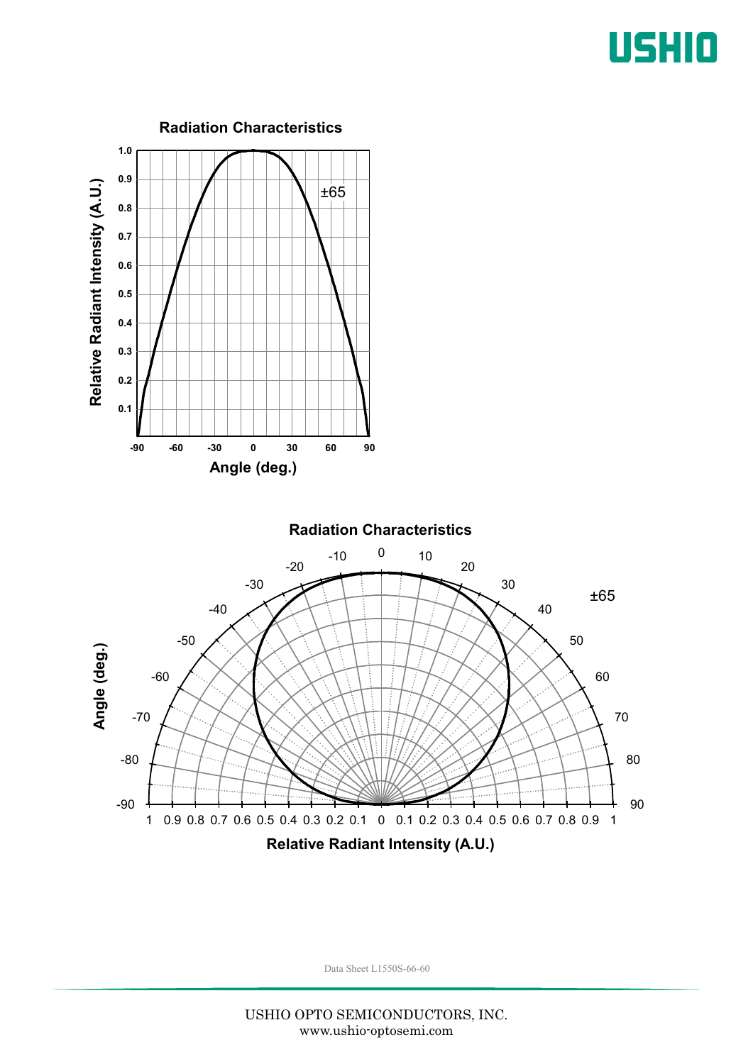## Radiation Characteristics

±65

Relative Radiant Intensity (A.U.) vs. Angle (deg.)

## Radiation Characteristics

±65

Angle (deg.) vs. Relative Radiant Intensity (A.U.)

Data Sheet L1550S-66-60

USHIO OPTO SEMICONDUCTORS, INC.
www.ushio-optosemi.com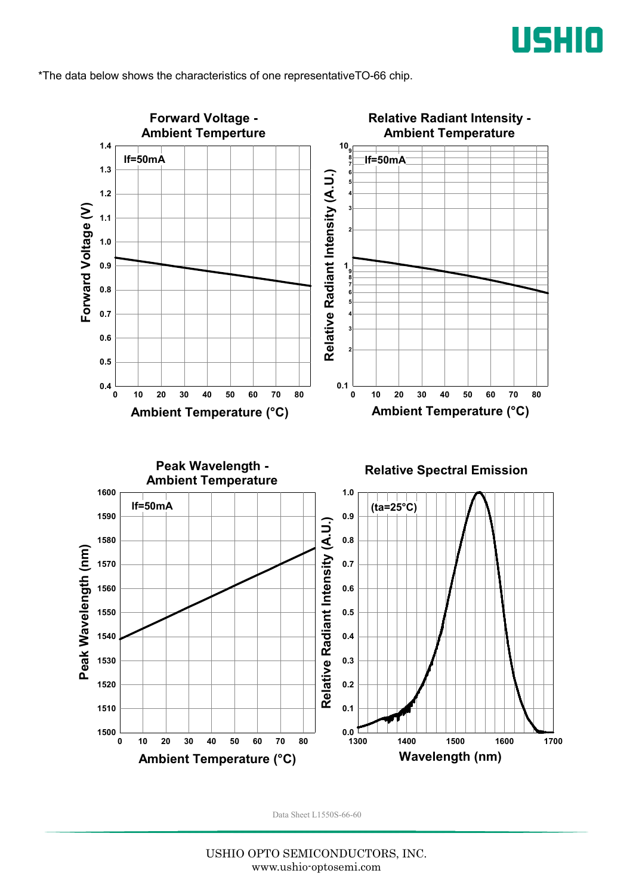*The data below shows the characteristics of one representativeTO-66 chip.

### Forward Voltage - Ambient Temperture

If=50mA

Forward Voltage (V)

Ambient Temperature (°C)

### Relative Radiant Intensity - Ambient Temperature

If=50mA

Relative Radiant Intensity (A.U.)

Ambient Temperature (°C)

### Peak Wavelength - Ambient Temperature

If=50mA

Peak Wavelength (nm)

Ambient Temperature (°C)

### Relative Spectral Emission

(ta=25°C)

Relative Radiant Intensity (A.U.)

Wavelength (nm)

Data Sheet L1550S-66-60

USHIO OPTO SEMICONDUCTORS, INC.
www.ushio-optosemi.com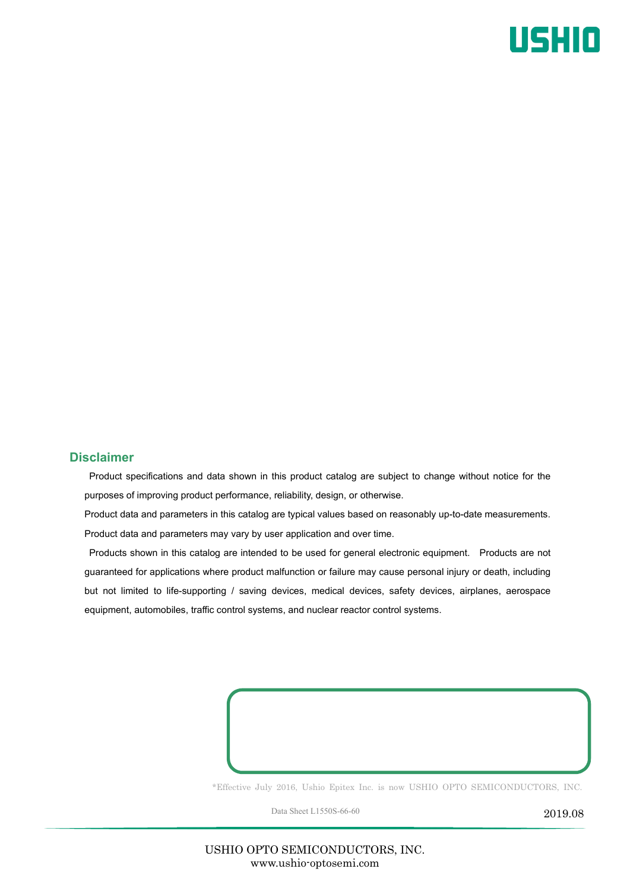## Disclaimer

Product specifications and data shown in this product catalog are subject to change without notice for the purposes of improving product performance, reliability, design, or otherwise.

Product data and parameters in this catalog are typical values based on reasonably up-to-date measurements. Product data and parameters may vary by user application and over time.

Products shown in this catalog are intended to be used for general electronic equipment. Products are not guaranteed for applications where product malfunction or failure may cause personal injury or death, including but not limited to life-supporting / saving devices, medical devices, safety devices, airplanes, aerospace equipment, automobiles, traffic control systems, and nuclear reactor control systems.

*Effective July 2016, Ushio Epitex Inc. is now USHIO OPTO SEMICONDUCTORS, INC.

Data Sheet L1550S-66-60

2019.08

USHIO OPTO SEMICONDUCTORS, INC.
www.ushio-optosemi.com